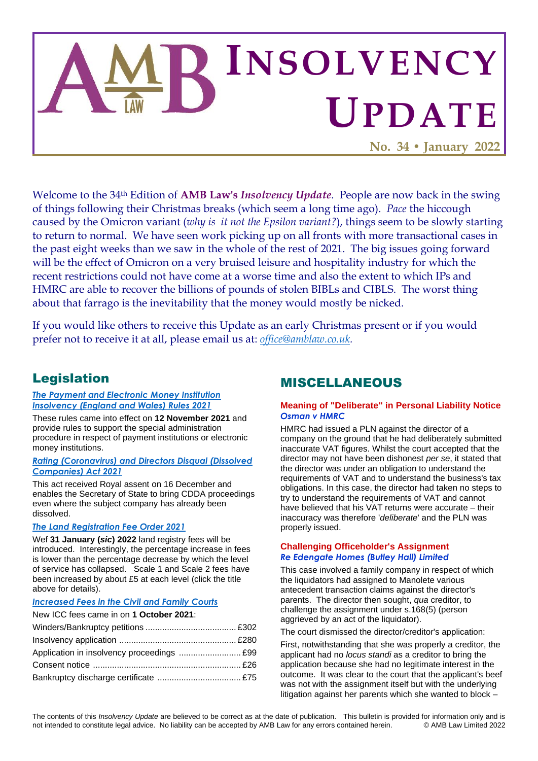# INSOLVENCY UPDATE

**No. 34 • January 2022**

Welcome to the 34th Edition of **AMB Law's** ***Insolvency Update***. People are now back in the swing of things following their Christmas breaks (which seem a long time ago). *Pace* the hiccough caused by the Omicron variant (*why is it not the Epsilon variant?*), things seem to be slowly starting to return to normal. We have seen work picking up on all fronts with more transactional cases in the past eight weeks than we saw in the whole of the rest of 2021. The big issues going forward will be the effect of Omicron on a very bruised leisure and hospitality industry for which the recent restrictions could not have come at a worse time and also the extent to which IPs and HMRC are able to recover the billions of pounds of stolen BIBLs and CIBLS. The worst thing about that farrago is the inevitability that the money would mostly be nicked.

If you would like others to receive this Update as an early Christmas present or if you would prefer not to receive it at all, please email us at: *office@amblaw.co.uk*.

## Legislation

### *The Payment and Electronic Money Institution Insolvency (England and Wales) Rules 2021*

These rules came into effect on **12 November 2021** and provide rules to support the special administration procedure in respect of payment institutions or electronic money institutions.

### *Rating (Coronavirus) and Directors Disqual (Dissolved Companies) Act 2021*

This act received Royal assent on 16 December and enables the Secretary of State to bring CDDA proceedings even where the subject company has already been dissolved.

### *The Land Registration Fee Order 2021*

Wef **31 January (*sic*) 2022** land registry fees will be introduced. Interestingly, the percentage increase in fees is lower than the percentage decrease by which the level of service has collapsed. Scale 1 and Scale 2 fees have been increased by about £5 at each level (click the title above for details).

### *Increased Fees in the Civil and Family Courts*

New ICC fees came in on **1 October 2021**:

| | |
|---|---|
| Winders/Bankruptcy petitions | £302 |
| Insolvency application | £280 |
| Application in insolvency proceedings | £99 |
| Consent notice | £26 |
| Bankruptcy discharge certificate | £75 |

## MISCELLANEOUS

### Meaning of "Deliberate" in Personal Liability Notice
***Osman v HMRC***

HMRC had issued a PLN against the director of a company on the ground that he had deliberately submitted inaccurate VAT figures. Whilst the court accepted that the director may not have been dishonest *per se*, it stated that the director was under an obligation to understand the requirements of VAT and to understand the business's tax obligations. In this case, the director had taken no steps to try to understand the requirements of VAT and cannot have believed that his VAT returns were accurate – their inaccuracy was therefore '*deliberate*' and the PLN was properly issued.

### Challenging Officeholder's Assignment
***Re Edengate Homes (Butley Hall) Limited***

This case involved a family company in respect of which the liquidators had assigned to Manolete various antecedent transaction claims against the director's parents. The director then sought, *qua* creditor, to challenge the assignment under s.168(5) (person aggrieved by an act of the liquidator).

The court dismissed the director/creditor's application:

First, notwithstanding that she was properly a creditor, the applicant had no *locus standi* as a creditor to bring the application because she had no legitimate interest in the outcome. It was clear to the court that the applicant's beef was not with the assignment itself but with the underlying litigation against her parents which she wanted to block –

The contents of this *Insolvency Update* are believed to be correct as at the date of publication. This bulletin is provided for information only and is not intended to constitute legal advice. No liability can be accepted by AMB Law for any errors contained herein. © AMB Law Limited 2022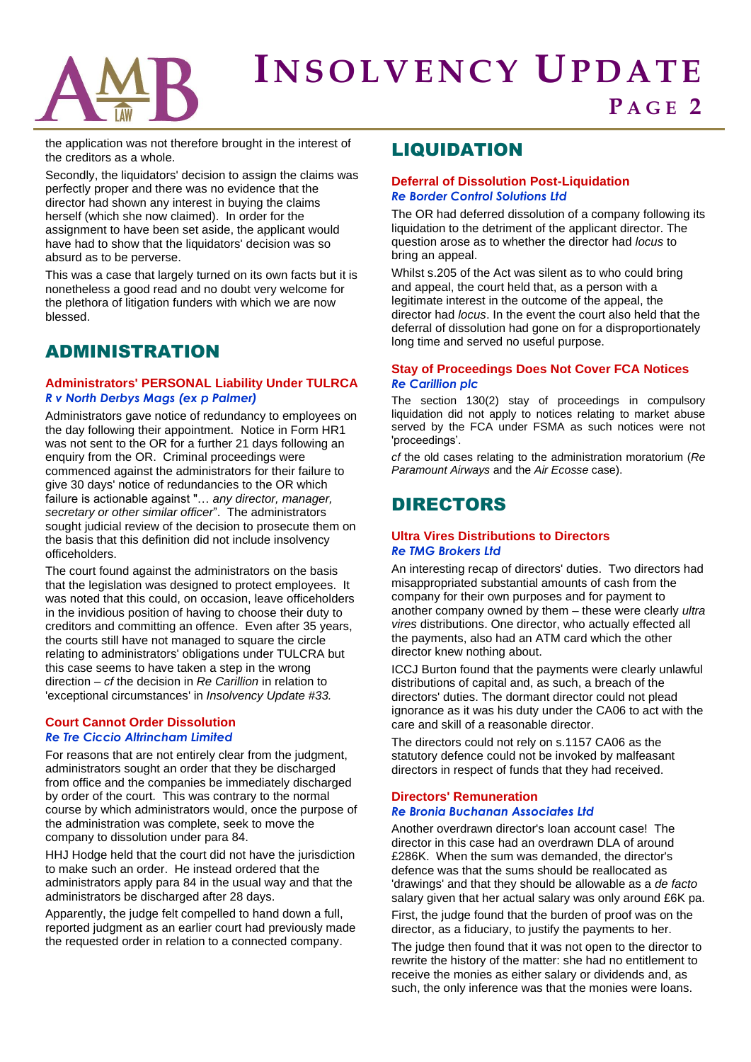the application was not therefore brought in the interest of the creditors as a whole.

Secondly, the liquidators' decision to assign the claims was perfectly proper and there was no evidence that the director had shown any interest in buying the claims herself (which she now claimed). In order for the assignment to have been set aside, the applicant would have had to show that the liquidators' decision was so absurd as to be perverse.

This was a case that largely turned on its own facts but it is nonetheless a good read and no doubt very welcome for the plethora of litigation funders with which we are now blessed.

## ADMINISTRATION

### Administrators' PERSONAL Liability Under TULRCA
***R v North Derbys Mags (ex p Palmer)***

Administrators gave notice of redundancy to employees on the day following their appointment. Notice in Form HR1 was not sent to the OR for a further 21 days following an enquiry from the OR. Criminal proceedings were commenced against the administrators for their failure to give 30 days' notice of redundancies to the OR which failure is actionable against "… *any director, manager, secretary or other similar officer*". The administrators sought judicial review of the decision to prosecute them on the basis that this definition did not include insolvency officeholders.

The court found against the administrators on the basis that the legislation was designed to protect employees. It was noted that this could, on occasion, leave officeholders in the invidious position of having to choose their duty to creditors and committing an offence. Even after 35 years, the courts still have not managed to square the circle relating to administrators' obligations under TULCRA but this case seems to have taken a step in the wrong direction – *cf* the decision in *Re Carillion* in relation to 'exceptional circumstances' in *Insolvency Update #33.*

### Court Cannot Order Dissolution
***Re Tre Ciccio Altrincham Limited***

For reasons that are not entirely clear from the judgment, administrators sought an order that they be discharged from office and the companies be immediately discharged by order of the court. This was contrary to the normal course by which administrators would, once the purpose of the administration was complete, seek to move the company to dissolution under para 84.

HHJ Hodge held that the court did not have the jurisdiction to make such an order. He instead ordered that the administrators apply para 84 in the usual way and that the administrators be discharged after 28 days.

Apparently, the judge felt compelled to hand down a full, reported judgment as an earlier court had previously made the requested order in relation to a connected company.

## LIQUIDATION

### Deferral of Dissolution Post-Liquidation
***Re Border Control Solutions Ltd***

The OR had deferred dissolution of a company following its liquidation to the detriment of the applicant director. The question arose as to whether the director had *locus* to bring an appeal.

Whilst s.205 of the Act was silent as to who could bring and appeal, the court held that, as a person with a legitimate interest in the outcome of the appeal, the director had *locus*. In the event the court also held that the deferral of dissolution had gone on for a disproportionately long time and served no useful purpose.

### Stay of Proceedings Does Not Cover FCA Notices
***Re Carillion plc***

The section 130(2) stay of proceedings in compulsory liquidation did not apply to notices relating to market abuse served by the FCA under FSMA as such notices were not 'proceedings'.

*cf* the old cases relating to the administration moratorium (*Re Paramount Airways* and the *Air Ecosse* case).

## DIRECTORS

### Ultra Vires Distributions to Directors
***Re TMG Brokers Ltd***

An interesting recap of directors' duties. Two directors had misappropriated substantial amounts of cash from the company for their own purposes and for payment to another company owned by them – these were clearly *ultra vires* distributions. One director, who actually effected all the payments, also had an ATM card which the other director knew nothing about.

ICCJ Burton found that the payments were clearly unlawful distributions of capital and, as such, a breach of the directors' duties. The dormant director could not plead ignorance as it was his duty under the CA06 to act with the care and skill of a reasonable director.

The directors could not rely on s.1157 CA06 as the statutory defence could not be invoked by malfeasant directors in respect of funds that they had received.

### Directors' Remuneration
***Re Bronia Buchanan Associates Ltd***

Another overdrawn director's loan account case! The director in this case had an overdrawn DLA of around £286K. When the sum was demanded, the director's defence was that the sums should be reallocated as 'drawings' and that they should be allowable as a *de facto* salary given that her actual salary was only around £6K pa.

First, the judge found that the burden of proof was on the director, as a fiduciary, to justify the payments to her.

The judge then found that it was not open to the director to rewrite the history of the matter: she had no entitlement to receive the monies as either salary or dividends and, as such, the only inference was that the monies were loans.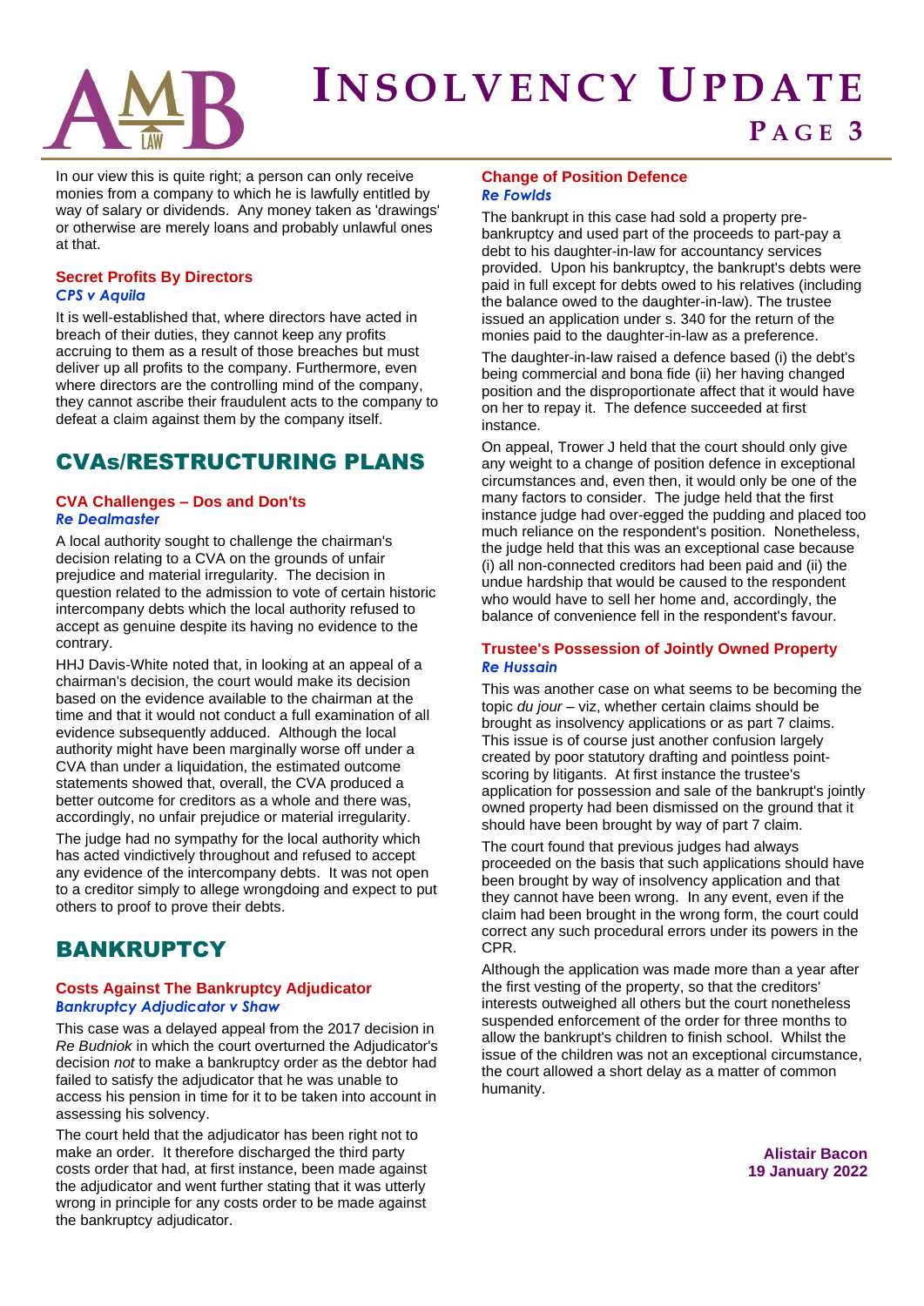In our view this is quite right; a person can only receive monies from a company to which he is lawfully entitled by way of salary or dividends. Any money taken as 'drawings' or otherwise are merely loans and probably unlawful ones at that.

### Secret Profits By Directors
***CPS v Aquila***

It is well-established that, where directors have acted in breach of their duties, they cannot keep any profits accruing to them as a result of those breaches but must deliver up all profits to the company. Furthermore, even where directors are the controlling mind of the company, they cannot ascribe their fraudulent acts to the company to defeat a claim against them by the company itself.

## CVAs/RESTRUCTURING PLANS

### CVA Challenges – Dos and Don'ts
***Re Dealmaster***

A local authority sought to challenge the chairman's decision relating to a CVA on the grounds of unfair prejudice and material irregularity. The decision in question related to the admission to vote of certain historic intercompany debts which the local authority refused to accept as genuine despite its having no evidence to the contrary.

HHJ Davis-White noted that, in looking at an appeal of a chairman's decision, the court would make its decision based on the evidence available to the chairman at the time and that it would not conduct a full examination of all evidence subsequently adduced. Although the local authority might have been marginally worse off under a CVA than under a liquidation, the estimated outcome statements showed that, overall, the CVA produced a better outcome for creditors as a whole and there was, accordingly, no unfair prejudice or material irregularity.

The judge had no sympathy for the local authority which has acted vindictively throughout and refused to accept any evidence of the intercompany debts. It was not open to a creditor simply to allege wrongdoing and expect to put others to proof to prove their debts.

## BANKRUPTCY

### Costs Against The Bankruptcy Adjudicator
***Bankruptcy Adjudicator v Shaw***

This case was a delayed appeal from the 2017 decision in *Re Budniok* in which the court overturned the Adjudicator's decision *not* to make a bankruptcy order as the debtor had failed to satisfy the adjudicator that he was unable to access his pension in time for it to be taken into account in assessing his solvency.

The court held that the adjudicator has been right not to make an order. It therefore discharged the third party costs order that had, at first instance, been made against the adjudicator and went further stating that it was utterly wrong in principle for any costs order to be made against the bankruptcy adjudicator.

### Change of Position Defence
***Re Fowlds***

The bankrupt in this case had sold a property pre-bankruptcy and used part of the proceeds to part-pay a debt to his daughter-in-law for accountancy services provided. Upon his bankruptcy, the bankrupt's debts were paid in full except for debts owed to his relatives (including the balance owed to the daughter-in-law). The trustee issued an application under s. 340 for the return of the monies paid to the daughter-in-law as a preference.

The daughter-in-law raised a defence based (i) the debt's being commercial and bona fide (ii) her having changed position and the disproportionate affect that it would have on her to repay it. The defence succeeded at first instance.

On appeal, Trower J held that the court should only give any weight to a change of position defence in exceptional circumstances and, even then, it would only be one of the many factors to consider. The judge held that the first instance judge had over-egged the pudding and placed too much reliance on the respondent's position. Nonetheless, the judge held that this was an exceptional case because (i) all non-connected creditors had been paid and (ii) the undue hardship that would be caused to the respondent who would have to sell her home and, accordingly, the balance of convenience fell in the respondent's favour.

### Trustee's Possession of Jointly Owned Property
***Re Hussain***

This was another case on what seems to be becoming the topic *du jour* – viz, whether certain claims should be brought as insolvency applications or as part 7 claims. This issue is of course just another confusion largely created by poor statutory drafting and pointless point-scoring by litigants. At first instance the trustee's application for possession and sale of the bankrupt's jointly owned property had been dismissed on the ground that it should have been brought by way of part 7 claim.

The court found that previous judges had always proceeded on the basis that such applications should have been brought by way of insolvency application and that they cannot have been wrong. In any event, even if the claim had been brought in the wrong form, the court could correct any such procedural errors under its powers in the CPR.

Although the application was made more than a year after the first vesting of the property, so that the creditors' interests outweighed all others but the court nonetheless suspended enforcement of the order for three months to allow the bankrupt's children to finish school. Whilst the issue of the children was not an exceptional circumstance, the court allowed a short delay as a matter of common humanity.

**Alistair Bacon**
**19 January 2022**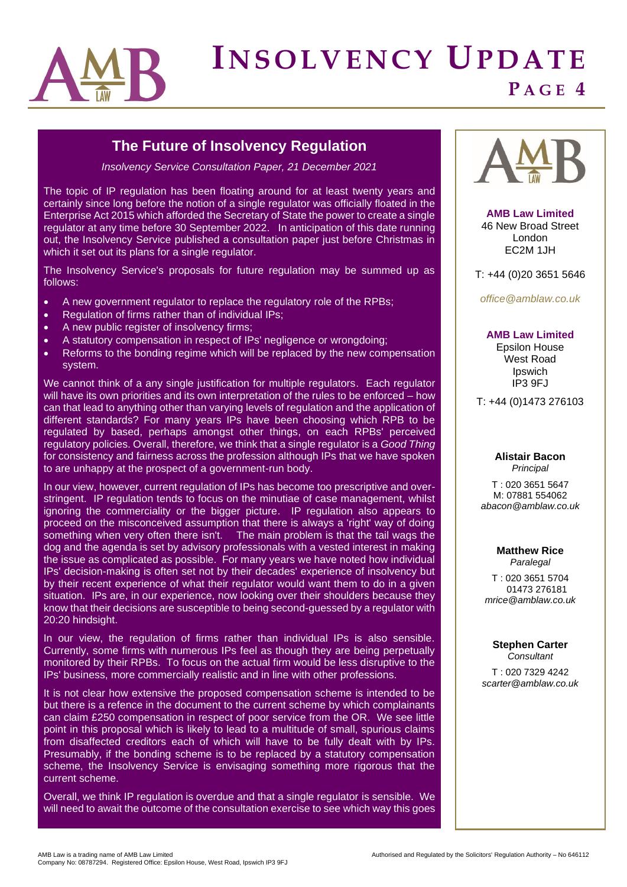## The Future of Insolvency Regulation

*Insolvency Service Consultation Paper, 21 December 2021*

The topic of IP regulation has been floating around for at least twenty years and certainly since long before the notion of a single regulator was officially floated in the Enterprise Act 2015 which afforded the Secretary of State the power to create a single regulator at any time before 30 September 2022. In anticipation of this date running out, the Insolvency Service published a consultation paper just before Christmas in which it set out its plans for a single regulator.

The Insolvency Service's proposals for future regulation may be summed up as follows:

- A new government regulator to replace the regulatory role of the RPBs;
- Regulation of firms rather than of individual IPs;
- A new public register of insolvency firms;
- A statutory compensation in respect of IPs' negligence or wrongdoing;
- Reforms to the bonding regime which will be replaced by the new compensation system.

We cannot think of a any single justification for multiple regulators. Each regulator will have its own priorities and its own interpretation of the rules to be enforced – how can that lead to anything other than varying levels of regulation and the application of different standards? For many years IPs have been choosing which RPB to be regulated by based, perhaps amongst other things, on each RPBs' perceived regulatory policies. Overall, therefore, we think that a single regulator is a *Good Thing* for consistency and fairness across the profession although IPs that we have spoken to are unhappy at the prospect of a government-run body.

In our view, however, current regulation of IPs has become too prescriptive and over-stringent. IP regulation tends to focus on the minutiae of case management, whilst ignoring the commerciality or the bigger picture. IP regulation also appears to proceed on the misconceived assumption that there is always a 'right' way of doing something when very often there isn't. The main problem is that the tail wags the dog and the agenda is set by advisory professionals with a vested interest in making the issue as complicated as possible. For many years we have noted how individual IPs' decision-making is often set not by their decades' experience of insolvency but by their recent experience of what their regulator would want them to do in a given situation. IPs are, in our experience, now looking over their shoulders because they know that their decisions are susceptible to being second-guessed by a regulator with 20:20 hindsight.

In our view, the regulation of firms rather than individual IPs is also sensible. Currently, some firms with numerous IPs feel as though they are being perpetually monitored by their RPBs. To focus on the actual firm would be less disruptive to the IPs' business, more commercially realistic and in line with other professions.

It is not clear how extensive the proposed compensation scheme is intended to be but there is a refence in the document to the current scheme by which complainants can claim £250 compensation in respect of poor service from the OR. We see little point in this proposal which is likely to lead to a multitude of small, spurious claims from disaffected creditors each of which will have to be fully dealt with by IPs. Presumably, if the bonding scheme is to be replaced by a statutory compensation scheme, the Insolvency Service is envisaging something more rigorous that the current scheme.

Overall, we think IP regulation is overdue and that a single regulator is sensible. We will need to await the outcome of the consultation exercise to see which way this goes

**AMB Law Limited**
46 New Broad Street
London
EC2M 1JH

T: +44 (0)20 3651 5646

*office@amblaw.co.uk*

**AMB Law Limited**
Epsilon House
West Road
Ipswich
IP3 9FJ

T: +44 (0)1473 276103

**Alistair Bacon**
*Principal*
T : 020 3651 5647
M: 07881 554062
*abacon@amblaw.co.uk*

**Matthew Rice**
*Paralegal*
T : 020 3651 5704
01473 276181
*mrice@amblaw.co.uk*

**Stephen Carter**
*Consultant*
T : 020 7329 4242
*scarter@amblaw.co.uk*

AMB Law is a trading name of AMB Law Limited
Company No: 08787294. Registered Office: Epsilon House, West Road, Ipswich IP3 9FJ

Authorised and Regulated by the Solicitors' Regulation Authority – No 646112